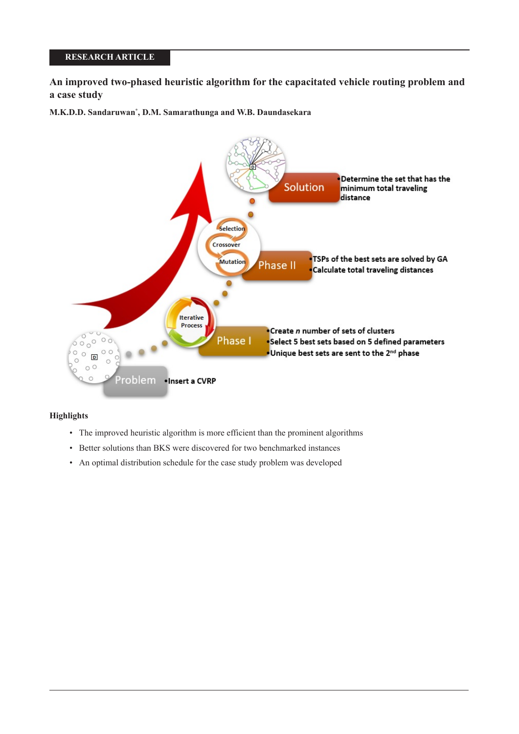RESEARCH ARTICLE

# An improved two-phased heuristic algorithm for the capacitated vehicle routing problem and a case study

**M.K.D.D. Sandaruwan*, D.M. Samarathunga and W.B. Daundasekara**

Solution
- Determine the set that has the minimum total traveling distance

Phase II (Selection, Crossover, Mutation)
- TSPs of the best sets are solved by GA
- Calculate total traveling distances

Phase I (Iterative Process)
- Create *n* number of sets of clusters
- Select 5 best sets based on 5 defined parameters
- Unique best sets are sent to the 2nd phase

Problem
- Insert a CVRP

### Highlights

- The improved heuristic algorithm is more efficient than the prominent algorithms
- Better solutions than BKS were discovered for two benchmarked instances
- An optimal distribution schedule for the case study problem was developed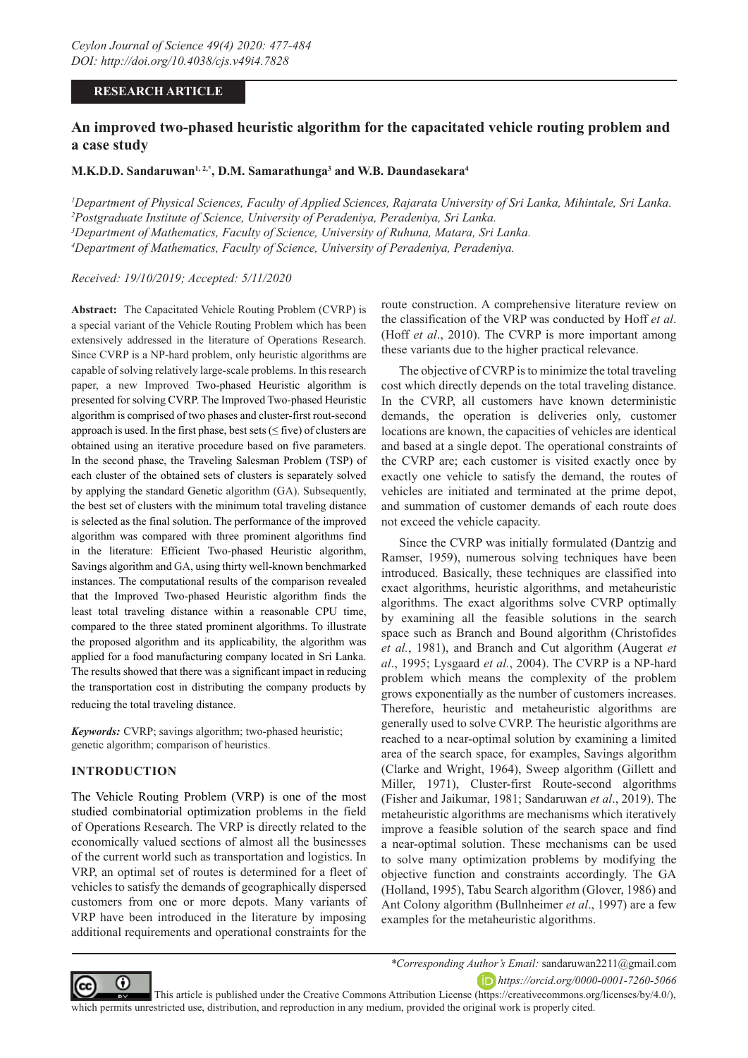# An improved two-phased heuristic algorithm for the capacitated vehicle routing problem and a case study

**M.K.D.D. Sandaruwan[1, 2,*], D.M. Samarathunga[3] and W.B. Daundasekara[4]**

*[1]Department of Physical Sciences, Faculty of Applied Sciences, Rajarata University of Sri Lanka, Mihintale, Sri Lanka.*
*[2]Postgraduate Institute of Science, University of Peradeniya, Peradeniya, Sri Lanka.*
*[3]Department of Mathematics, Faculty of Science, University of Ruhuna, Matara, Sri Lanka.*
*[4]Department of Mathematics, Faculty of Science, University of Peradeniya, Peradeniya.*

*Received: 19/10/2019; Accepted: 5/11/2020*

**Abstract:** The Capacitated Vehicle Routing Problem (CVRP) is a special variant of the Vehicle Routing Problem which has been extensively addressed in the literature of Operations Research. Since CVRP is a NP-hard problem, only heuristic algorithms are capable of solving relatively large-scale problems. In this research paper, a new Improved Two-phased Heuristic algorithm is presented for solving CVRP. The Improved Two-phased Heuristic algorithm is comprised of two phases and cluster-first rout-second approach is used. In the first phase, best sets (≤ five) of clusters are obtained using an iterative procedure based on five parameters. In the second phase, the Traveling Salesman Problem (TSP) of each cluster of the obtained sets of clusters is separately solved by applying the standard Genetic algorithm (GA). Subsequently, the best set of clusters with the minimum total traveling distance is selected as the final solution. The performance of the improved algorithm was compared with three prominent algorithms find in the literature: Efficient Two-phased Heuristic algorithm, Savings algorithm and GA, using thirty well-known benchmarked instances. The computational results of the comparison revealed that the Improved Two-phased Heuristic algorithm finds the least total traveling distance within a reasonable CPU time, compared to the three stated prominent algorithms. To illustrate the proposed algorithm and its applicability, the algorithm was applied for a food manufacturing company located in Sri Lanka. The results showed that there was a significant impact in reducing the transportation cost in distributing the company products by reducing the total traveling distance.

***Keywords:*** CVRP; savings algorithm; two-phased heuristic; genetic algorithm; comparison of heuristics.

## INTRODUCTION

The Vehicle Routing Problem (VRP) is one of the most studied combinatorial optimization problems in the field of Operations Research. The VRP is directly related to the economically valued sections of almost all the businesses of the current world such as transportation and logistics. In VRP, an optimal set of routes is determined for a fleet of vehicles to satisfy the demands of geographically dispersed customers from one or more depots. Many variants of VRP have been introduced in the literature by imposing additional requirements and operational constraints for the route construction. A comprehensive literature review on the classification of the VRP was conducted by Hoff *et al*. (Hoff *et al*., 2010). The CVRP is more important among these variants due to the higher practical relevance.

The objective of CVRP is to minimize the total traveling cost which directly depends on the total traveling distance. In the CVRP, all customers have known deterministic demands, the operation is deliveries only, customer locations are known, the capacities of vehicles are identical and based at a single depot. The operational constraints of the CVRP are; each customer is visited exactly once by exactly one vehicle to satisfy the demand, the routes of vehicles are initiated and terminated at the prime depot, and summation of customer demands of each route does not exceed the vehicle capacity.

Since the CVRP was initially formulated (Dantzig and Ramser, 1959), numerous solving techniques have been introduced. Basically, these techniques are classified into exact algorithms, heuristic algorithms, and metaheuristic algorithms. The exact algorithms solve CVRP optimally by examining all the feasible solutions in the search space such as Branch and Bound algorithm (Christofides *et al.*, 1981), and Branch and Cut algorithm (Augerat *et al*., 1995; Lysgaard *et al.*, 2004). The CVRP is a NP-hard problem which means the complexity of the problem grows exponentially as the number of customers increases. Therefore, heuristic and metaheuristic algorithms are generally used to solve CVRP. The heuristic algorithms are reached to a near-optimal solution by examining a limited area of the search space, for examples, Savings algorithm (Clarke and Wright, 1964), Sweep algorithm (Gillett and Miller, 1971), Cluster-first Route-second algorithms (Fisher and Jaikumar, 1981; Sandaruwan *et al*., 2019). The metaheuristic algorithms are mechanisms which iteratively improve a feasible solution of the search space and find a near-optimal solution. These mechanisms can be used to solve many optimization problems by modifying the objective function and constraints accordingly. The GA (Holland, 1995), Tabu Search algorithm (Glover, 1986) and Ant Colony algorithm (Bullnheimer *et al*., 1997) are a few examples for the metaheuristic algorithms.

*\*Corresponding Author's Email:* sandaruwan2211@gmail.com

https://orcid.org/0000-0001-7260-5066

This article is published under the Creative Commons Attribution License (https://creativecommons.org/licenses/by/4.0/), which permits unrestricted use, distribution, and reproduction in any medium, provided the original work is properly cited.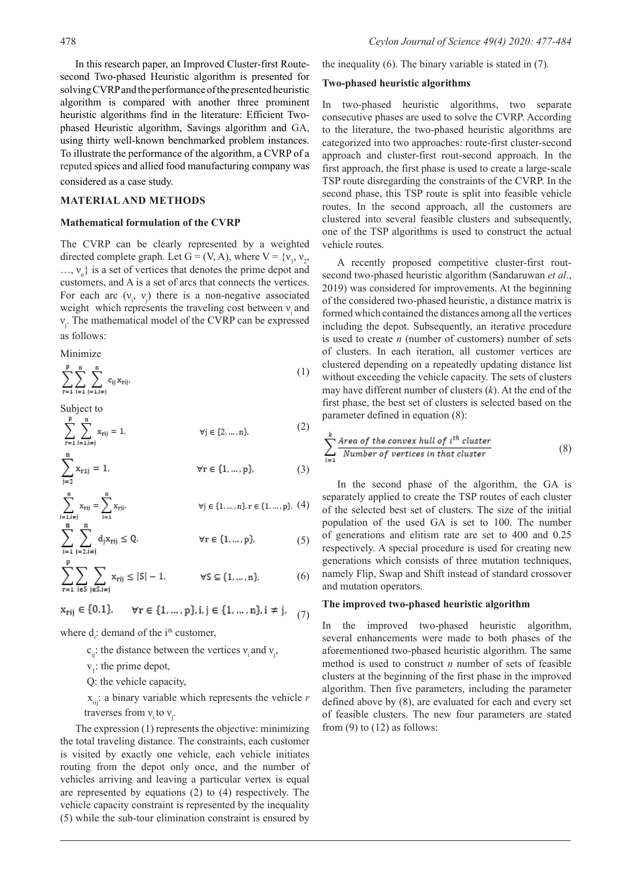In this research paper, an Improved Cluster-first Route-second Two-phased Heuristic algorithm is presented for solving CVRP and the performance of the presented heuristic algorithm is compared with another three prominent heuristic algorithms find in the literature: Efficient Two-phased Heuristic algorithm, Savings algorithm and GA, using thirty well-known benchmarked problem instances. To illustrate the performance of the algorithm, a CVRP of a reputed spices and allied food manufacturing company was considered as a case study.

## MATERIAL AND METHODS

### Mathematical formulation of the CVRP

The CVRP can be clearly represented by a weighted directed complete graph. Let $G = (V, A)$, where $V = \{v_1, v_2, \ldots, v_n\}$ is a set of vertices that denotes the prime depot and customers, and A is a set of arcs that connects the vertices. For each arc $(v_i, v_j)$ there is a non-negative associated weight which represents the traveling cost between $v_i$ and $v_j$. The mathematical model of the CVRP can be expressed as follows:

Minimize

$$\sum_{r=1}^{p}\sum_{i=1}^{n}\sum_{j=1, i\neq j}^{n} c_{ij}\, x_{rij}, \tag{1}$$

Subject to

$$\sum_{r=1}^{p}\sum_{i=1, i\neq j}^{n} x_{rij} = 1, \qquad \forall j \in \{2, \ldots, n\}, \tag{2}$$

$$\sum_{j=2}^{n} x_{r1j} = 1, \qquad \forall r \in \{1, \ldots, p\}, \tag{3}$$

$$\sum_{i=1, i\neq j}^{n} x_{rij} = \sum_{i=1}^{n} x_{rji}, \qquad \forall j \in \{1, \ldots, n\}, r \in \{1, \ldots, p\}, \tag{4}$$

$$\sum_{i=1}^{n}\sum_{j=2, i\neq j}^{n} d_j x_{rij} \leq Q, \qquad \forall r \in \{1, \ldots, p\}, \tag{5}$$

$$\sum_{r=1}^{p}\sum_{i\in S}\sum_{j\in S, i\neq j} x_{rij} \leq |S| - 1, \qquad \forall S \subseteq \{1, \ldots, n\}, \tag{6}$$

$$x_{rij} \in \{0,1\}, \qquad \forall r \in \{1, \ldots, p\}, i, j \in \{1, \ldots, n\}, i \neq j, \tag{7}$$

where $d_i$: demand of the $i^{th}$ customer,

$c_{ij}$: the distance between the vertices $v_i$ and $v_j$,

$v_1$: the prime depot,

Q: the vehicle capacity,

$x_{rij}$: a binary variable which represents the vehicle $r$ traverses from $v_i$ to $v_j$.

The expression (1) represents the objective: minimizing the total traveling distance. The constraints, each customer is visited by exactly one vehicle, each vehicle initiates routing from the depot only once, and the number of vehicles arriving and leaving a particular vertex is equal are represented by equations (2) to (4) respectively. The vehicle capacity constraint is represented by the inequality (5) while the sub-tour elimination constraint is ensured by the inequality (6). The binary variable is stated in (7).

### Two-phased heuristic algorithms

In two-phased heuristic algorithms, two separate consecutive phases are used to solve the CVRP. According to the literature, the two-phased heuristic algorithms are categorized into two approaches: route-first cluster-second approach and cluster-first rout-second approach. In the first approach, the first phase is used to create a large-scale TSP route disregarding the constraints of the CVRP. In the second phase, this TSP route is split into feasible vehicle routes. In the second approach, all the customers are clustered into several feasible clusters and subsequently, one of the TSP algorithms is used to construct the actual vehicle routes.

A recently proposed competitive cluster-first rout-second two-phased heuristic algorithm (Sandaruwan *et al*., 2019) was considered for improvements. At the beginning of the considered two-phased heuristic, a distance matrix is formed which contained the distances among all the vertices including the depot. Subsequently, an iterative procedure is used to create *n* (number of customers) number of sets of clusters. In each iteration, all customer vertices are clustered depending on a repeatedly updating distance list without exceeding the vehicle capacity. The sets of clusters may have different number of clusters (*k*). At the end of the first phase, the best set of clusters is selected based on the parameter defined in equation (8):

$$\sum_{i=1}^{k} \frac{\textit{Area of the convex hull of } i^{th} \textit{ cluster}}{\textit{Number of vertices in that cluster}} \tag{8}$$

In the second phase of the algorithm, the GA is separately applied to create the TSP routes of each cluster of the selected best set of clusters. The size of the initial population of the used GA is set to 100. The number of generations and elitism rate are set to 400 and 0.25 respectively. A special procedure is used for creating new generations which consists of three mutation techniques, namely Flip, Swap and Shift instead of standard crossover and mutation operators.

### The improved two-phased heuristic algorithm

In the improved two-phased heuristic algorithm, several enhancements were made to both phases of the aforementioned two-phased heuristic algorithm. The same method is used to construct *n* number of sets of feasible clusters at the beginning of the first phase in the improved algorithm. Then five parameters, including the parameter defined above by (8), are evaluated for each and every set of feasible clusters. The new four parameters are stated from (9) to (12) as follows: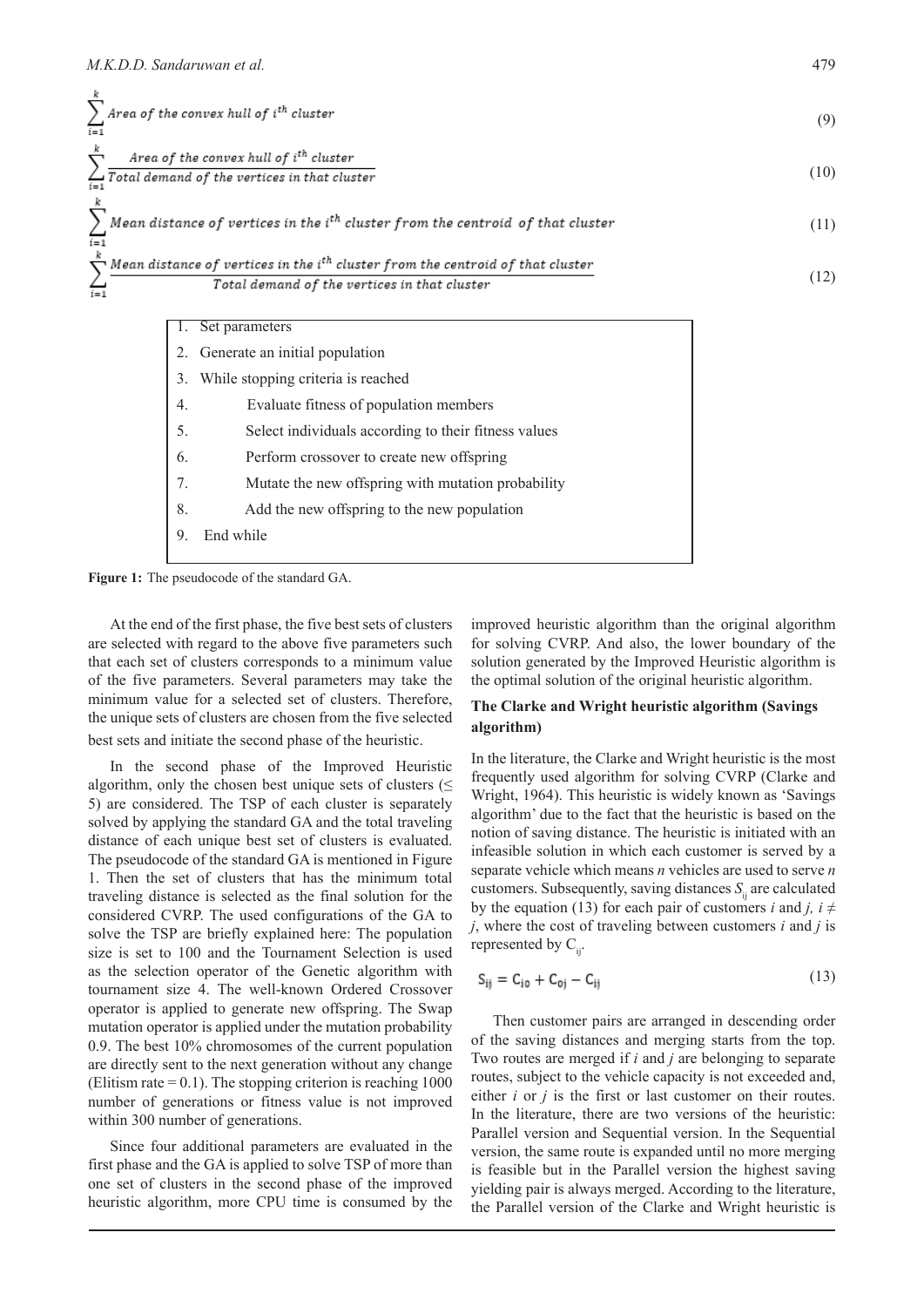$$\sum_{i=1}^{k} \text{Area of the convex hull of } i^{th} \text{ cluster} \tag{9}$$

$$\sum_{i=1}^{k} \frac{\text{Area of the convex hull of } i^{th} \text{ cluster}}{\text{Total demand of the vertices in that cluster}} \tag{10}$$

$$\sum_{i=1}^{k} \text{Mean distance of vertices in the } i^{th} \text{ cluster from the centroid of that cluster} \tag{11}$$

$$\sum_{i=1}^{k} \frac{\text{Mean distance of vertices in the } i^{th} \text{ cluster from the centroid of that cluster}}{\text{Total demand of the vertices in that cluster}} \tag{12}$$

```
1. Set parameters
2. Generate an initial population
3. While stopping criteria is reached
4.       Evaluate fitness of population members
5.       Select individuals according to their fitness values
6.       Perform crossover to create new offspring
7.       Mutate the new offspring with mutation probability
8.       Add the new offspring to the new population
9. End while
```

**Figure 1:** The pseudocode of the standard GA.

At the end of the first phase, the five best sets of clusters are selected with regard to the above five parameters such that each set of clusters corresponds to a minimum value of the five parameters. Several parameters may take the minimum value for a selected set of clusters. Therefore, the unique sets of clusters are chosen from the five selected best sets and initiate the second phase of the heuristic.

In the second phase of the Improved Heuristic algorithm, only the chosen best unique sets of clusters ($\leq$ 5) are considered. The TSP of each cluster is separately solved by applying the standard GA and the total traveling distance of each unique best set of clusters is evaluated. The pseudocode of the standard GA is mentioned in Figure 1. Then the set of clusters that has the minimum total traveling distance is selected as the final solution for the considered CVRP. The used configurations of the GA to solve the TSP are briefly explained here: The population size is set to 100 and the Tournament Selection is used as the selection operator of the Genetic algorithm with tournament size 4. The well-known Ordered Crossover operator is applied to generate new offspring. The Swap mutation operator is applied under the mutation probability 0.9. The best 10% chromosomes of the current population are directly sent to the next generation without any change (Elitism rate = 0.1). The stopping criterion is reaching 1000 number of generations or fitness value is not improved within 300 number of generations.

Since four additional parameters are evaluated in the first phase and the GA is applied to solve TSP of more than one set of clusters in the second phase of the improved heuristic algorithm, more CPU time is consumed by the improved heuristic algorithm than the original algorithm for solving CVRP. And also, the lower boundary of the solution generated by the Improved Heuristic algorithm is the optimal solution of the original heuristic algorithm.

### The Clarke and Wright heuristic algorithm (Savings algorithm)

In the literature, the Clarke and Wright heuristic is the most frequently used algorithm for solving CVRP (Clarke and Wright, 1964). This heuristic is widely known as 'Savings algorithm' due to the fact that the heuristic is based on the notion of saving distance. The heuristic is initiated with an infeasible solution in which each customer is served by a separate vehicle which means *n* vehicles are used to serve *n* customers. Subsequently, saving distances $S_{ij}$ are calculated by the equation (13) for each pair of customers $i$ and $j$, $i \neq j$, where the cost of traveling between customers $i$ and $j$ is represented by $C_{ij}$.

$$S_{ij} = C_{i0} + C_{0j} - C_{ij} \tag{13}$$

Then customer pairs are arranged in descending order of the saving distances and merging starts from the top. Two routes are merged if $i$ and $j$ are belonging to separate routes, subject to the vehicle capacity is not exceeded and, either $i$ or $j$ is the first or last customer on their routes. In the literature, there are two versions of the heuristic: Parallel version and Sequential version. In the Sequential version, the same route is expanded until no more merging is feasible but in the Parallel version the highest saving yielding pair is always merged. According to the literature, the Parallel version of the Clarke and Wright heuristic is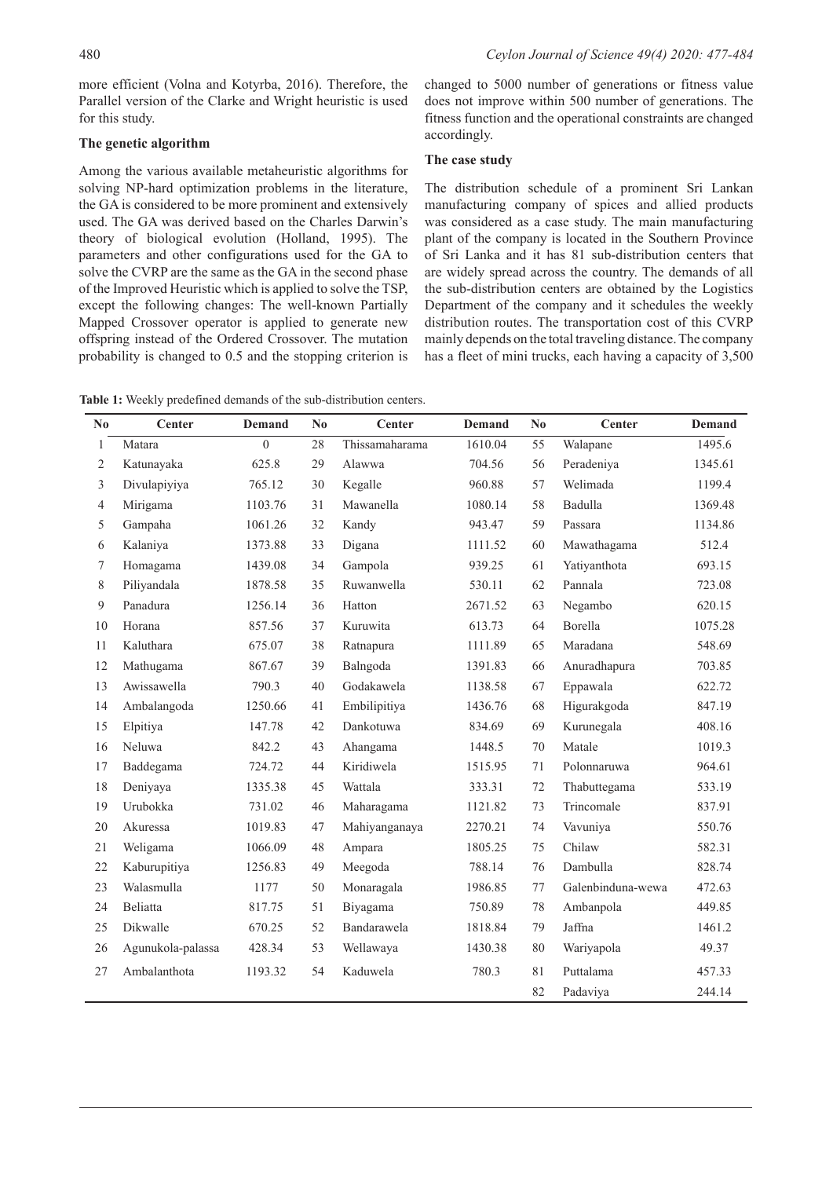more efficient (Volna and Kotyrba, 2016). Therefore, the Parallel version of the Clarke and Wright heuristic is used for this study.

### The genetic algorithm

Among the various available metaheuristic algorithms for solving NP-hard optimization problems in the literature, the GA is considered to be more prominent and extensively used. The GA was derived based on the Charles Darwin's theory of biological evolution (Holland, 1995). The parameters and other configurations used for the GA to solve the CVRP are the same as the GA in the second phase of the Improved Heuristic which is applied to solve the TSP, except the following changes: The well-known Partially Mapped Crossover operator is applied to generate new offspring instead of the Ordered Crossover. The mutation probability is changed to 0.5 and the stopping criterion is changed to 5000 number of generations or fitness value does not improve within 500 number of generations. The fitness function and the operational constraints are changed accordingly.

### The case study

The distribution schedule of a prominent Sri Lankan manufacturing company of spices and allied products was considered as a case study. The main manufacturing plant of the company is located in the Southern Province of Sri Lanka and it has 81 sub-distribution centers that are widely spread across the country. The demands of all the sub-distribution centers are obtained by the Logistics Department of the company and it schedules the weekly distribution routes. The transportation cost of this CVRP mainly depends on the total traveling distance. The company has a fleet of mini trucks, each having a capacity of 3,500

**Table 1:** Weekly predefined demands of the sub-distribution centers.

| No | Center | Demand | No | Center | Demand | No | Center | Demand |
|---|---|---|---|---|---|---|---|---|
| 1 | Matara | 0 | 28 | Thissamaharama | 1610.04 | 55 | Walapane | 1495.6 |
| 2 | Katunayaka | 625.8 | 29 | Alawwa | 704.56 | 56 | Peradeniya | 1345.61 |
| 3 | Divulapiyiya | 765.12 | 30 | Kegalle | 960.88 | 57 | Welimada | 1199.4 |
| 4 | Mirigama | 1103.76 | 31 | Mawanella | 1080.14 | 58 | Badulla | 1369.48 |
| 5 | Gampaha | 1061.26 | 32 | Kandy | 943.47 | 59 | Passara | 1134.86 |
| 6 | Kalaniya | 1373.88 | 33 | Digana | 1111.52 | 60 | Mawathagama | 512.4 |
| 7 | Homagama | 1439.08 | 34 | Gampola | 939.25 | 61 | Yatiyanthota | 693.15 |
| 8 | Piliyandala | 1878.58 | 35 | Ruwanwella | 530.11 | 62 | Pannala | 723.08 |
| 9 | Panadura | 1256.14 | 36 | Hatton | 2671.52 | 63 | Negambo | 620.15 |
| 10 | Horana | 857.56 | 37 | Kuruwita | 613.73 | 64 | Borella | 1075.28 |
| 11 | Kaluthara | 675.07 | 38 | Ratnapura | 1111.89 | 65 | Maradana | 548.69 |
| 12 | Mathugama | 867.67 | 39 | Balngoda | 1391.83 | 66 | Anuradhapura | 703.85 |
| 13 | Awissawella | 790.3 | 40 | Godakawela | 1138.58 | 67 | Eppawala | 622.72 |
| 14 | Ambalangoda | 1250.66 | 41 | Embilipitiya | 1436.76 | 68 | Higurakgoda | 847.19 |
| 15 | Elpitiya | 147.78 | 42 | Dankotuwa | 834.69 | 69 | Kurunegala | 408.16 |
| 16 | Neluwa | 842.2 | 43 | Ahangama | 1448.5 | 70 | Matale | 1019.3 |
| 17 | Baddegama | 724.72 | 44 | Kiridiwela | 1515.95 | 71 | Polonnaruwa | 964.61 |
| 18 | Deniyaya | 1335.38 | 45 | Wattala | 333.31 | 72 | Thabuttegama | 533.19 |
| 19 | Urubokka | 731.02 | 46 | Maharagama | 1121.82 | 73 | Trincomale | 837.91 |
| 20 | Akuressa | 1019.83 | 47 | Mahiyanganaya | 2270.21 | 74 | Vavuniya | 550.76 |
| 21 | Weligama | 1066.09 | 48 | Ampara | 1805.25 | 75 | Chilaw | 582.31 |
| 22 | Kaburupitiya | 1256.83 | 49 | Meegoda | 788.14 | 76 | Dambulla | 828.74 |
| 23 | Walasmulla | 1177 | 50 | Monaragala | 1986.85 | 77 | Galenbinduna-wewa | 472.63 |
| 24 | Beliatta | 817.75 | 51 | Biyagama | 750.89 | 78 | Ambanpola | 449.85 |
| 25 | Dikwalle | 670.25 | 52 | Bandarawela | 1818.84 | 79 | Jaffna | 1461.2 |
| 26 | Agunukola-palassa | 428.34 | 53 | Wellawaya | 1430.38 | 80 | Wariyapola | 49.37 |
| 27 | Ambalanthota | 1193.32 | 54 | Kaduwela | 780.3 | 81 | Puttalama | 457.33 |
| | | | | | | 82 | Padaviya | 244.14 |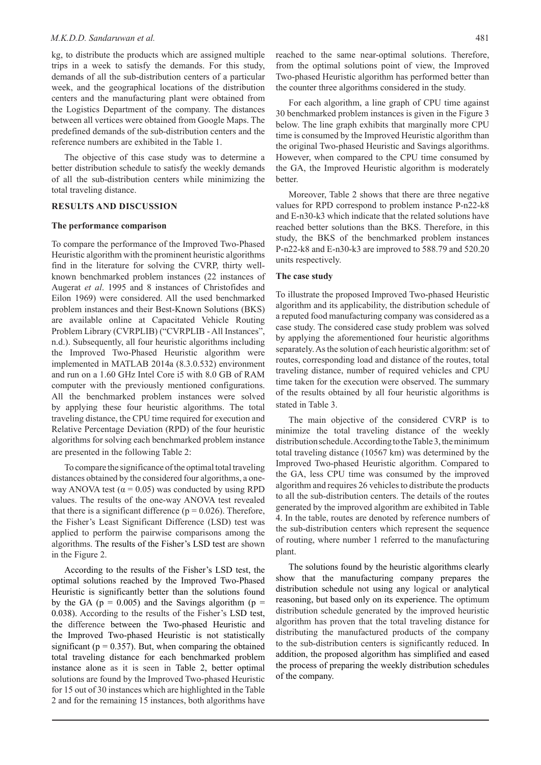kg, to distribute the products which are assigned multiple trips in a week to satisfy the demands. For this study, demands of all the sub-distribution centers of a particular week, and the geographical locations of the distribution centers and the manufacturing plant were obtained from the Logistics Department of the company. The distances between all vertices were obtained from Google Maps. The predefined demands of the sub-distribution centers and the reference numbers are exhibited in the Table 1.

The objective of this case study was to determine a better distribution schedule to satisfy the weekly demands of all the sub-distribution centers while minimizing the total traveling distance.

## RESULTS AND DISCUSSION

### The performance comparison

To compare the performance of the Improved Two-Phased Heuristic algorithm with the prominent heuristic algorithms find in the literature for solving the CVRP, thirty well-known benchmarked problem instances (22 instances of Augerat *et al*. 1995 and 8 instances of Christofides and Eilon 1969) were considered. All the used benchmarked problem instances and their Best-Known Solutions (BKS) are available online at Capacitated Vehicle Routing Problem Library (CVRPLIB) ("CVRPLIB - All Instances", n.d.). Subsequently, all four heuristic algorithms including the Improved Two-Phased Heuristic algorithm were implemented in MATLAB 2014a (8.3.0.532) environment and run on a 1.60 GHz Intel Core i5 with 8.0 GB of RAM computer with the previously mentioned configurations. All the benchmarked problem instances were solved by applying these four heuristic algorithms. The total traveling distance, the CPU time required for execution and Relative Percentage Deviation (RPD) of the four heuristic algorithms for solving each benchmarked problem instance are presented in the following Table 2:

To compare the significance of the optimal total traveling distances obtained by the considered four algorithms, a one-way ANOVA test ($\alpha = 0.05$) was conducted by using RPD values. The results of the one-way ANOVA test revealed that there is a significant difference ($p = 0.026$). Therefore, the Fisher's Least Significant Difference (LSD) test was applied to perform the pairwise comparisons among the algorithms. The results of the Fisher's LSD test are shown in the Figure 2.

According to the results of the Fisher's LSD test, the optimal solutions reached by the Improved Two-Phased Heuristic is significantly better than the solutions found by the GA ($p = 0.005$) and the Savings algorithm ($p = 0.038$). According to the results of the Fisher's LSD test, the difference between the Two-phased Heuristic and the Improved Two-phased Heuristic is not statistically significant ($p = 0.357$). But, when comparing the obtained total traveling distance for each benchmarked problem instance alone as it is seen in Table 2, better optimal solutions are found by the Improved Two-phased Heuristic for 15 out of 30 instances which are highlighted in the Table 2 and for the remaining 15 instances, both algorithms have reached to the same near-optimal solutions. Therefore, from the optimal solutions point of view, the Improved Two-phased Heuristic algorithm has performed better than the counter three algorithms considered in the study.

For each algorithm, a line graph of CPU time against 30 benchmarked problem instances is given in the Figure 3 below. The line graph exhibits that marginally more CPU time is consumed by the Improved Heuristic algorithm than the original Two-phased Heuristic and Savings algorithms. However, when compared to the CPU time consumed by the GA, the Improved Heuristic algorithm is moderately better.

Moreover, Table 2 shows that there are three negative values for RPD correspond to problem instance P-n22-k8 and E-n30-k3 which indicate that the related solutions have reached better solutions than the BKS. Therefore, in this study, the BKS of the benchmarked problem instances P-n22-k8 and E-n30-k3 are improved to 588.79 and 520.20 units respectively.

### The case study

To illustrate the proposed Improved Two-phased Heuristic algorithm and its applicability, the distribution schedule of a reputed food manufacturing company was considered as a case study. The considered case study problem was solved by applying the aforementioned four heuristic algorithms separately. As the solution of each heuristic algorithm: set of routes, corresponding load and distance of the routes, total traveling distance, number of required vehicles and CPU time taken for the execution were observed. The summary of the results obtained by all four heuristic algorithms is stated in Table 3.

The main objective of the considered CVRP is to minimize the total traveling distance of the weekly distribution schedule. According to the Table 3, the minimum total traveling distance (10567 km) was determined by the Improved Two-phased Heuristic algorithm. Compared to the GA, less CPU time was consumed by the improved algorithm and requires 26 vehicles to distribute the products to all the sub-distribution centers. The details of the routes generated by the improved algorithm are exhibited in Table 4. In the table, routes are denoted by reference numbers of the sub-distribution centers which represent the sequence of routing, where number 1 referred to the manufacturing plant.

The solutions found by the heuristic algorithms clearly show that the manufacturing company prepares the distribution schedule not using any logical or analytical reasoning, but based only on its experience. The optimum distribution schedule generated by the improved heuristic algorithm has proven that the total traveling distance for distributing the manufactured products of the company to the sub-distribution centers is significantly reduced. In addition, the proposed algorithm has simplified and eased the process of preparing the weekly distribution schedules of the company.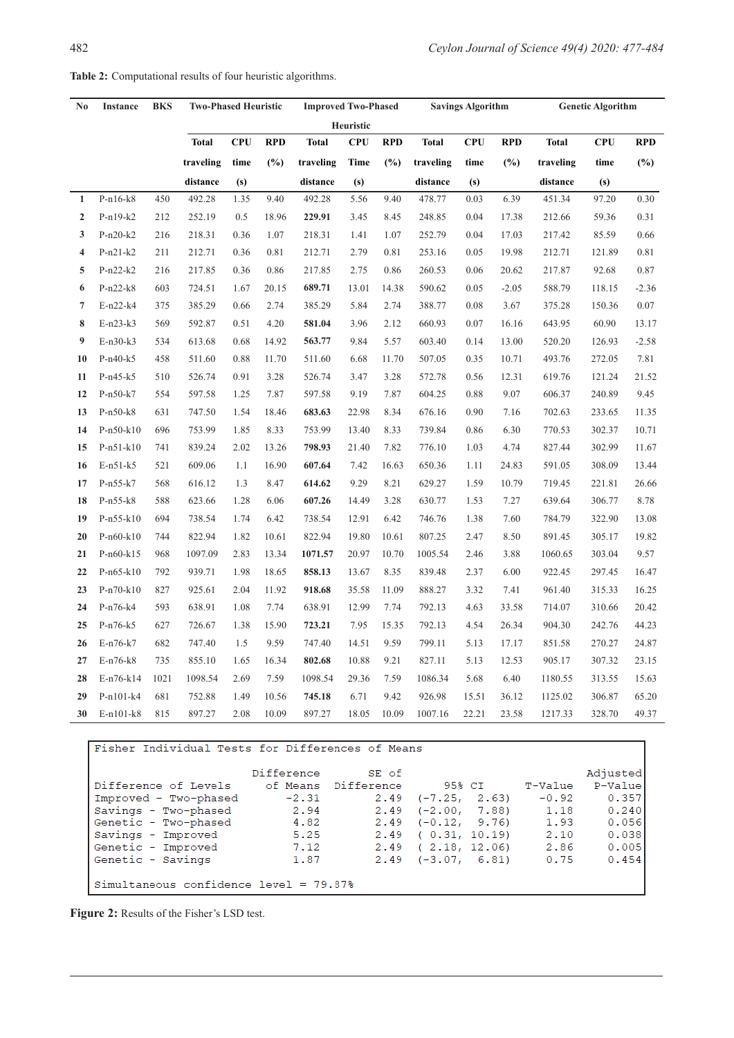**Table 2:** Computational results of four heuristic algorithms.

| No | Instance | BKS | Two-Phased Heuristic | | | Improved Two-Phased Heuristic | | | Savings Algorithm | | | Genetic Algorithm | | |
|---|---|---|---|---|---|---|---|---|---|---|---|---|---|---|
| | | | Total traveling distance | CPU time (s) | RPD (%) | Total traveling distance | CPU Time (s) | RPD (%) | Total traveling distance | CPU time (s) | RPD (%) | Total traveling distance | CPU time (s) | RPD (%) |
| **1** | P-n16-k8 | 450 | 492.28 | 1.35 | 9.40 | 492.28 | 5.56 | 9.40 | 478.77 | 0.03 | 6.39 | 451.34 | 97.20 | 0.30 |
| **2** | P-n19-k2 | 212 | 252.19 | 0.5 | 18.96 | **229.91** | 3.45 | 8.45 | 248.85 | 0.04 | 17.38 | 212.66 | 59.36 | 0.31 |
| **3** | P-n20-k2 | 216 | 218.31 | 0.36 | 1.07 | 218.31 | 1.41 | 1.07 | 252.79 | 0.04 | 17.03 | 217.42 | 85.59 | 0.66 |
| **4** | P-n21-k2 | 211 | 212.71 | 0.36 | 0.81 | 212.71 | 2.79 | 0.81 | 253.16 | 0.05 | 19.98 | 212.71 | 121.89 | 0.81 |
| **5** | P-n22-k2 | 216 | 217.85 | 0.36 | 0.86 | 217.85 | 2.75 | 0.86 | 260.53 | 0.06 | 20.62 | 217.87 | 92.68 | 0.87 |
| **6** | P-n22-k8 | 603 | 724.51 | 1.67 | 20.15 | **689.71** | 13.01 | 14.38 | 590.62 | 0.05 | -2.05 | 588.79 | 118.15 | -2.36 |
| **7** | E-n22-k4 | 375 | 385.29 | 0.66 | 2.74 | 385.29 | 5.84 | 2.74 | 388.77 | 0.08 | 3.67 | 375.28 | 150.36 | 0.07 |
| **8** | E-n23-k3 | 569 | 592.87 | 0.51 | 4.20 | **581.04** | 3.96 | 2.12 | 660.93 | 0.07 | 16.16 | 643.95 | 60.90 | 13.17 |
| **9** | E-n30-k3 | 534 | 613.68 | 0.68 | 14.92 | **563.77** | 9.84 | 5.57 | 603.40 | 0.14 | 13.00 | 520.20 | 126.93 | -2.58 |
| **10** | P-n40-k5 | 458 | 511.60 | 0.88 | 11.70 | 511.60 | 6.68 | 11.70 | 507.05 | 0.35 | 10.71 | 493.76 | 272.05 | 7.81 |
| **11** | P-n45-k5 | 510 | 526.74 | 0.91 | 3.28 | 526.74 | 3.47 | 3.28 | 572.78 | 0.56 | 12.31 | 619.76 | 121.24 | 21.52 |
| **12** | P-n50-k7 | 554 | 597.58 | 1.25 | 7.87 | 597.58 | 9.19 | 7.87 | 604.25 | 0.88 | 9.07 | 606.37 | 240.89 | 9.45 |
| **13** | P-n50-k8 | 631 | 747.50 | 1.54 | 18.46 | **683.63** | 22.98 | 8.34 | 676.16 | 0.90 | 7.16 | 702.63 | 233.65 | 11.35 |
| **14** | P-n50-k10 | 696 | 753.99 | 1.85 | 8.33 | 753.99 | 13.40 | 8.33 | 739.84 | 0.86 | 6.30 | 770.53 | 302.37 | 10.71 |
| **15** | P-n51-k10 | 741 | 839.24 | 2.02 | 13.26 | **798.93** | 21.40 | 7.82 | 776.10 | 1.03 | 4.74 | 827.44 | 302.99 | 11.67 |
| **16** | E-n51-k5 | 521 | 609.06 | 1.1 | 16.90 | **607.64** | 7.42 | 16.63 | 650.36 | 1.11 | 24.83 | 591.05 | 308.09 | 13.44 |
| **17** | P-n55-k7 | 568 | 616.12 | 1.3 | 8.47 | **614.62** | 9.29 | 8.21 | 629.27 | 1.59 | 10.79 | 719.45 | 221.81 | 26.66 |
| **18** | P-n55-k8 | 588 | 623.66 | 1.28 | 6.06 | **607.26** | 14.49 | 3.28 | 630.77 | 1.53 | 7.27 | 639.64 | 306.77 | 8.78 |
| **19** | P-n55-k10 | 694 | 738.54 | 1.74 | 6.42 | 738.54 | 12.91 | 6.42 | 746.76 | 1.38 | 7.60 | 784.79 | 322.90 | 13.08 |
| **20** | P-n60-k10 | 744 | 822.94 | 1.82 | 10.61 | 822.94 | 19.80 | 10.61 | 807.25 | 2.47 | 8.50 | 891.45 | 305.17 | 19.82 |
| **21** | P-n60-k15 | 968 | 1097.09 | 2.83 | 13.34 | **1071.57** | 20.97 | 10.70 | 1005.54 | 2.46 | 3.88 | 1060.65 | 303.04 | 9.57 |
| **22** | P-n65-k10 | 792 | 939.71 | 1.98 | 18.65 | **858.13** | 13.67 | 8.35 | 839.48 | 2.37 | 6.00 | 922.45 | 297.45 | 16.47 |
| **23** | P-n70-k10 | 827 | 925.61 | 2.04 | 11.92 | **918.68** | 35.58 | 11.09 | 888.27 | 3.32 | 7.41 | 961.40 | 315.33 | 16.25 |
| **24** | P-n76-k4 | 593 | 638.91 | 1.08 | 7.74 | 638.91 | 12.99 | 7.74 | 792.13 | 4.63 | 33.58 | 714.07 | 310.66 | 20.42 |
| **25** | P-n76-k5 | 627 | 726.67 | 1.38 | 15.90 | **723.21** | 7.95 | 15.35 | 792.13 | 4.54 | 26.34 | 904.30 | 242.76 | 44.23 |
| **26** | E-n76-k7 | 682 | 747.40 | 1.5 | 9.59 | 747.40 | 14.51 | 9.59 | 799.11 | 5.13 | 17.17 | 851.58 | 270.27 | 24.87 |
| **27** | E-n76-k8 | 735 | 855.10 | 1.65 | 16.34 | **802.68** | 10.88 | 9.21 | 827.11 | 5.13 | 12.53 | 905.17 | 307.32 | 23.15 |
| **28** | E-n76-k14 | 1021 | 1098.54 | 2.69 | 7.59 | 1098.54 | 29.36 | 7.59 | 1086.34 | 5.68 | 6.40 | 1180.55 | 313.55 | 15.63 |
| **29** | P-n101-k4 | 681 | 752.88 | 1.49 | 10.56 | **745.18** | 6.71 | 9.42 | 926.98 | 15.51 | 36.12 | 1125.02 | 306.87 | 65.20 |
| **30** | E-n101-k8 | 815 | 897.27 | 2.08 | 10.09 | 897.27 | 18.05 | 10.09 | 1007.16 | 22.21 | 23.58 | 1217.33 | 328.70 | 49.37 |

```
Fisher Individual Tests for Differences of Means

                           Difference     SE of                             Adjusted
Difference of Levels         of Means  Difference       95% CI      T-Value   P-Value
Improved - Two-phased           -2.31        2.49  (-7.25,  2.63)     -0.92     0.357
Savings - Two-phased             2.94        2.49  (-2.00,  7.88)      1.18     0.240
Genetic - Two-phased             4.82        2.49  (-0.12,  9.76)      1.93     0.056
Savings - Improved               5.25        2.49  ( 0.31, 10.19)      2.10     0.038
Genetic - Improved               7.12        2.49  ( 2.18, 12.06)      2.86     0.005
Genetic - Savings                1.87        2.49  (-3.07,  6.81)      0.75     0.454

Simultaneous confidence level = 79.87%
```

**Figure 2:** Results of the Fisher's LSD test.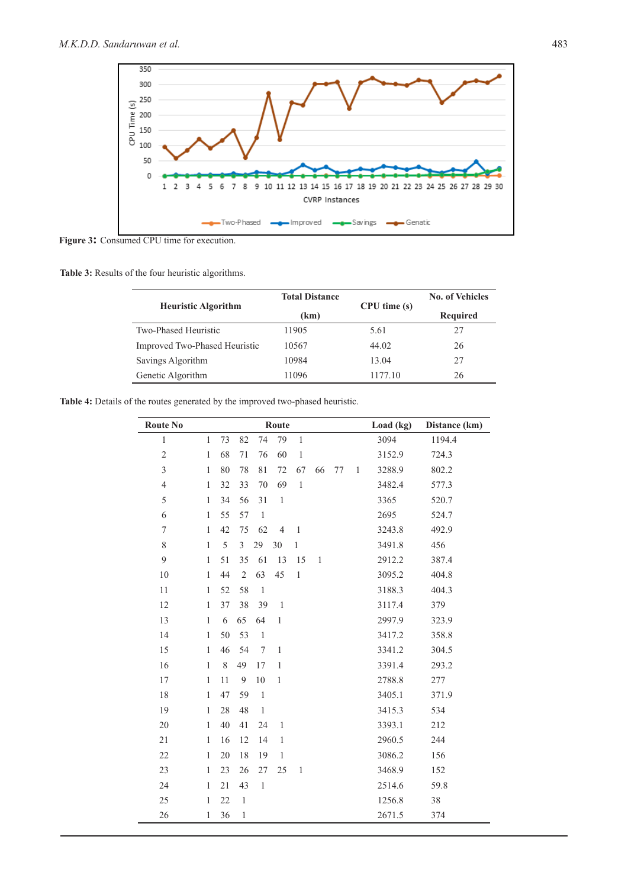**Figure 3:** Consumed CPU time for execution.

**Table 3:** Results of the four heuristic algorithms.

| Heuristic Algorithm | Total Distance (km) | CPU time (s) | No. of Vehicles Required |
|---|---|---|---|
| Two-Phased Heuristic | 11905 | 5.61 | 27 |
| Improved Two-Phased Heuristic | 10567 | 44.02 | 26 |
| Savings Algorithm | 10984 | 13.04 | 27 |
| Genetic Algorithm | 11096 | 1177.10 | 26 |

**Table 4:** Details of the routes generated by the improved two-phased heuristic.

| Route No | Route | Load (kg) | Distance (km) |
|---|---|---|---|
| 1 | 1 73 82 74 79 1 | 3094 | 1194.4 |
| 2 | 1 68 71 76 60 1 | 3152.9 | 724.3 |
| 3 | 1 80 78 81 72 67 66 77 1 | 3288.9 | 802.2 |
| 4 | 1 32 33 70 69 1 | 3482.4 | 577.3 |
| 5 | 1 34 56 31 1 | 3365 | 520.7 |
| 6 | 1 55 57 1 | 2695 | 524.7 |
| 7 | 1 42 75 62 4 1 | 3243.8 | 492.9 |
| 8 | 1 5 3 29 30 1 | 3491.8 | 456 |
| 9 | 1 51 35 61 13 15 1 | 2912.2 | 387.4 |
| 10 | 1 44 2 63 45 1 | 3095.2 | 404.8 |
| 11 | 1 52 58 1 | 3188.3 | 404.3 |
| 12 | 1 37 38 39 1 | 3117.4 | 379 |
| 13 | 1 6 65 64 1 | 2997.9 | 323.9 |
| 14 | 1 50 53 1 | 3417.2 | 358.8 |
| 15 | 1 46 54 7 1 | 3341.2 | 304.5 |
| 16 | 1 8 49 17 1 | 3391.4 | 293.2 |
| 17 | 1 11 9 10 1 | 2788.8 | 277 |
| 18 | 1 47 59 1 | 3405.1 | 371.9 |
| 19 | 1 28 48 1 | 3415.3 | 534 |
| 20 | 1 40 41 24 1 | 3393.1 | 212 |
| 21 | 1 16 12 14 1 | 2960.5 | 244 |
| 22 | 1 20 18 19 1 | 3086.2 | 156 |
| 23 | 1 23 26 27 25 1 | 3468.9 | 152 |
| 24 | 1 21 43 1 | 2514.6 | 59.8 |
| 25 | 1 22 1 | 1256.8 | 38 |
| 26 | 1 36 1 | 2671.5 | 374 |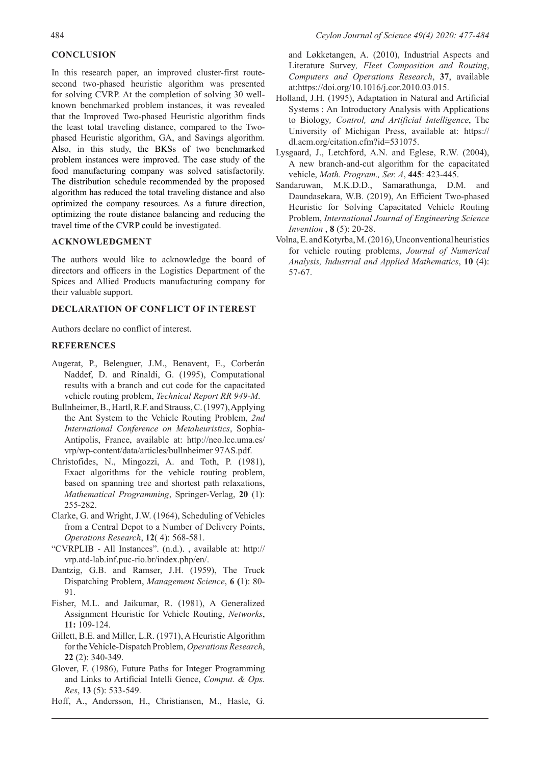## CONCLUSION

In this research paper, an improved cluster-first route-second two-phased heuristic algorithm was presented for solving CVRP. At the completion of solving 30 well-known benchmarked problem instances, it was revealed that the Improved Two-phased Heuristic algorithm finds the least total traveling distance, compared to the Two-phased Heuristic algorithm, GA, and Savings algorithm. Also, in this study, the BKSs of two benchmarked problem instances were improved. The case study of the food manufacturing company was solved satisfactorily. The distribution schedule recommended by the proposed algorithm has reduced the total traveling distance and also optimized the company resources. As a future direction, optimizing the route distance balancing and reducing the travel time of the CVRP could be investigated.

## ACKNOWLEDGMENT

The authors would like to acknowledge the board of directors and officers in the Logistics Department of the Spices and Allied Products manufacturing company for their valuable support.

## DECLARATION OF CONFLICT OF INTEREST

Authors declare no conflict of interest.

## REFERENCES

Augerat, P., Belenguer, J.M., Benavent, E., Corberán Naddef, D. and Rinaldi, G. (1995), Computational results with a branch and cut code for the capacitated vehicle routing problem, *Technical Report RR 949-M*.

Bullnheimer, B., Hartl, R.F. and Strauss, C. (1997), Applying the Ant System to the Vehicle Routing Problem, *2nd International Conference on Metaheuristics*, Sophia-Antipolis, France, available at: http://neo.lcc.uma.es/vrp/wp-content/data/articles/bullnheimer 97AS.pdf.

Christofides, N., Mingozzi, A. and Toth, P. (1981), Exact algorithms for the vehicle routing problem, based on spanning tree and shortest path relaxations, *Mathematical Programming*, Springer-Verlag, **20** (1): 255-282.

Clarke, G. and Wright, J.W. (1964), Scheduling of Vehicles from a Central Depot to a Number of Delivery Points, *Operations Research*, **12**( 4): 568-581.

"CVRPLIB - All Instances". (n.d.). , available at: http://vrp.atd-lab.inf.puc-rio.br/index.php/en/.

Dantzig, G.B. and Ramser, J.H. (1959), The Truck Dispatching Problem, *Management Science*, **6 (**1): 80-91.

Fisher, M.L. and Jaikumar, R. (1981), A Generalized Assignment Heuristic for Vehicle Routing, *Networks*, **11:** 109-124.

Gillett, B.E. and Miller, L.R. (1971), A Heuristic Algorithm for the Vehicle-Dispatch Problem, *Operations Research*, **22** (2): 340-349.

Glover, F. (1986), Future Paths for Integer Programming and Links to Artificial Intelli Gence, *Comput. & Ops. Res*, **13** (5): 533-549.

Hoff, A., Andersson, H., Christiansen, M., Hasle, G. and Løkketangen, A. (2010), Industrial Aspects and Literature Survey*, Fleet Composition and Routing*, *Computers and Operations Research*, **37**, available at:https://doi.org/10.1016/j.cor.2010.03.015.

Holland, J.H. (1995), Adaptation in Natural and Artificial Systems : An Introductory Analysis with Applications to Biology*, Control, and Artificial Intelligence*, The University of Michigan Press, available at: https://dl.acm.org/citation.cfm?id=531075.

Lysgaard, J., Letchford, A.N. and Eglese, R.W. (2004), A new branch-and-cut algorithm for the capacitated vehicle, *Math. Program., Ser. A*, **445**: 423-445.

Sandaruwan, M.K.D.D., Samarathunga, D.M. and Daundasekara, W.B. (2019), An Efficient Two-phased Heuristic for Solving Capacitated Vehicle Routing Problem, *International Journal of Engineering Science Invention* , **8** (5): 20-28.

Volna, E. and Kotyrba, M. (2016), Unconventional heuristics for vehicle routing problems, *Journal of Numerical Analysis, Industrial and Applied Mathematics*, **10** (4): 57-67.